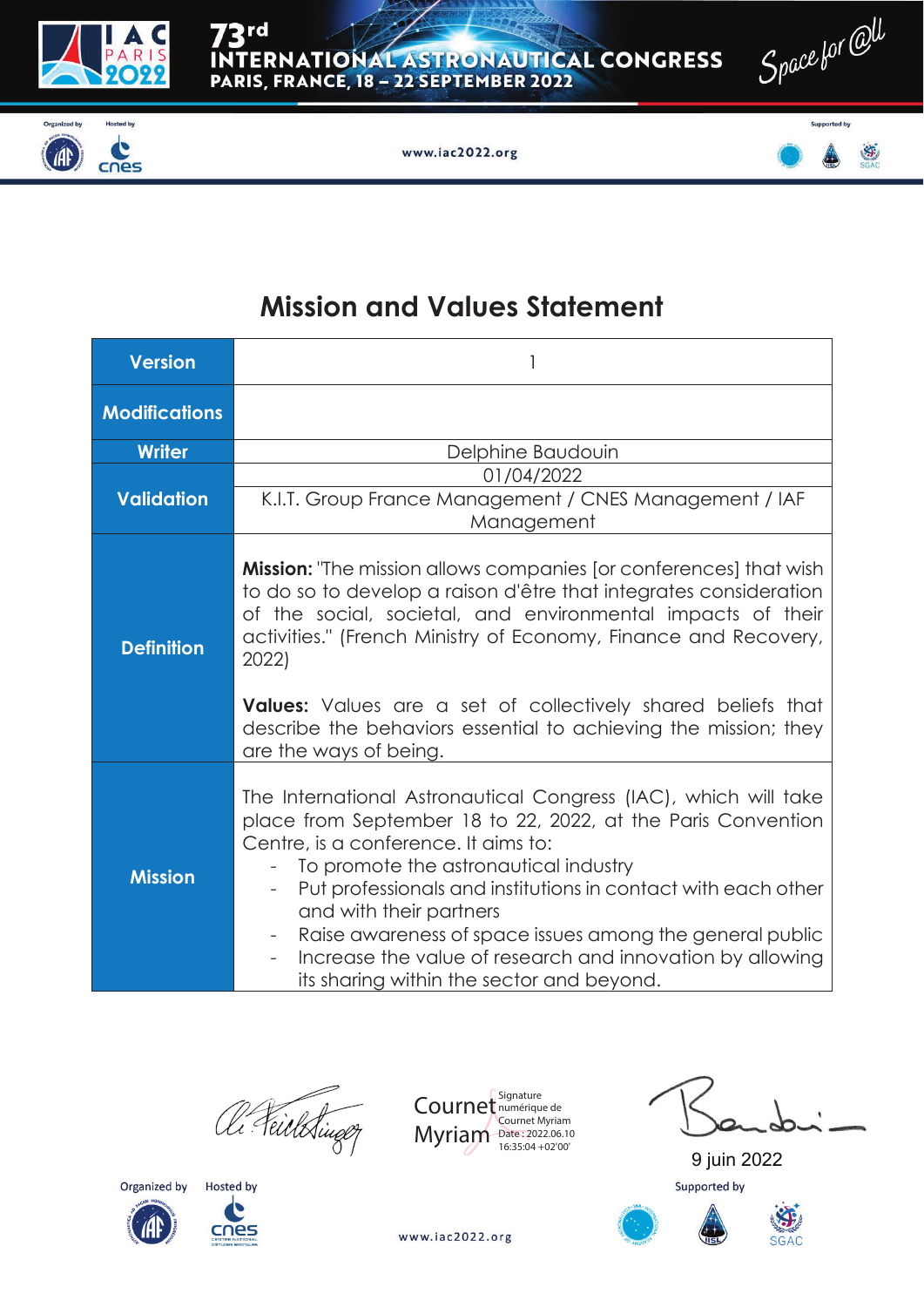# Mission and Values Statement

| | |
|---|---|
| **Version** | 1 |
| **Modifications** | |
| **Writer** | Delphine Baudouin |
| **Validation** | 01/04/2022<br>K.I.T. Group France Management / CNES Management / IAF Management |
| **Definition** | **Mission:** "The mission allows companies [or conferences] that wish to do so to develop a raison d'être that integrates consideration of the social, societal, and environmental impacts of their activities." (French Ministry of Economy, Finance and Recovery, 2022)<br><br>**Values:** Values are a set of collectively shared beliefs that describe the behaviors essential to achieving the mission; they are the ways of being. |
| **Mission** | The International Astronautical Congress (IAC), which will take place from September 18 to 22, 2022, at the Paris Convention Centre, is a conference. It aims to:<br>- To promote the astronautical industry<br>- Put professionals and institutions in contact with each other and with their partners<br>- Raise awareness of space issues among the general public<br>- Increase the value of research and innovation by allowing its sharing within the sector and beyond. |

Cournet Myriam — Signature numérique de Cournet Myriam Date : 2022.06.10 16:35:04 +02'00'

9 juin 2022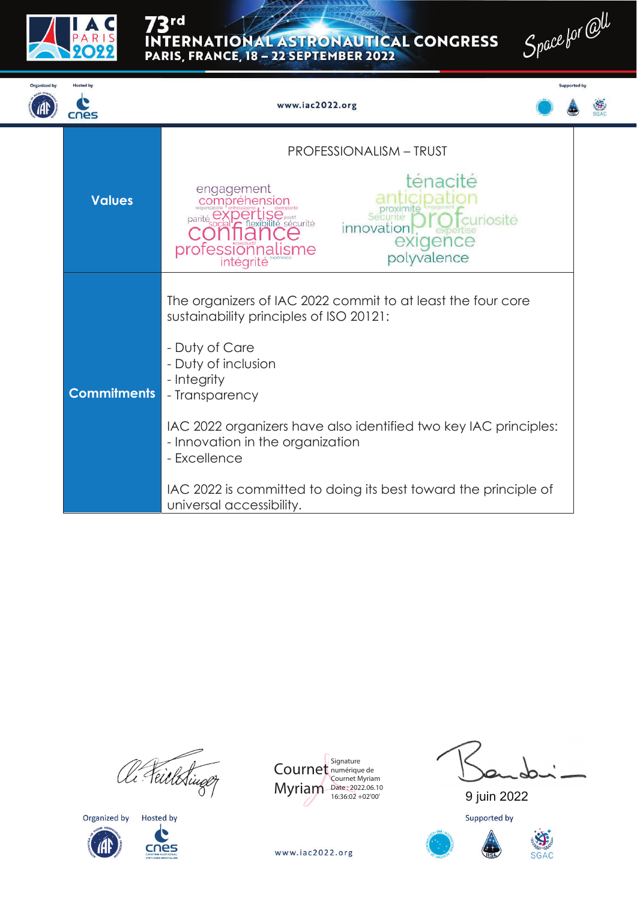| | |
|---|---|
| **Values** | PROFESSIONALISM – TRUST<br><br>engagement compréhension responsabilité enthousiasme exemplarité parité expertise positif social flexibilité sécurité confiance constructif professionnalisme intégrité expérience<br><br>ténacité anticipation proximité engagement sécurité innovation prof curiosité expertise exigence polyvalence |
| **Commitments** | The organizers of IAC 2022 commit to at least the four core sustainability principles of ISO 20121:<br><br>- Duty of Care<br>- Duty of inclusion<br>- Integrity<br>- Transparency<br><br>IAC 2022 organizers have also identified two key IAC principles:<br>- Innovation in the organization<br>- Excellence<br><br>IAC 2022 is committed to doing its best toward the principle of universal accessibility. |

Cournet Myriam — Signature numérique de Cournet Myriam Date : 2022.06.10 16:36:02 +02'00'

9 juin 2022